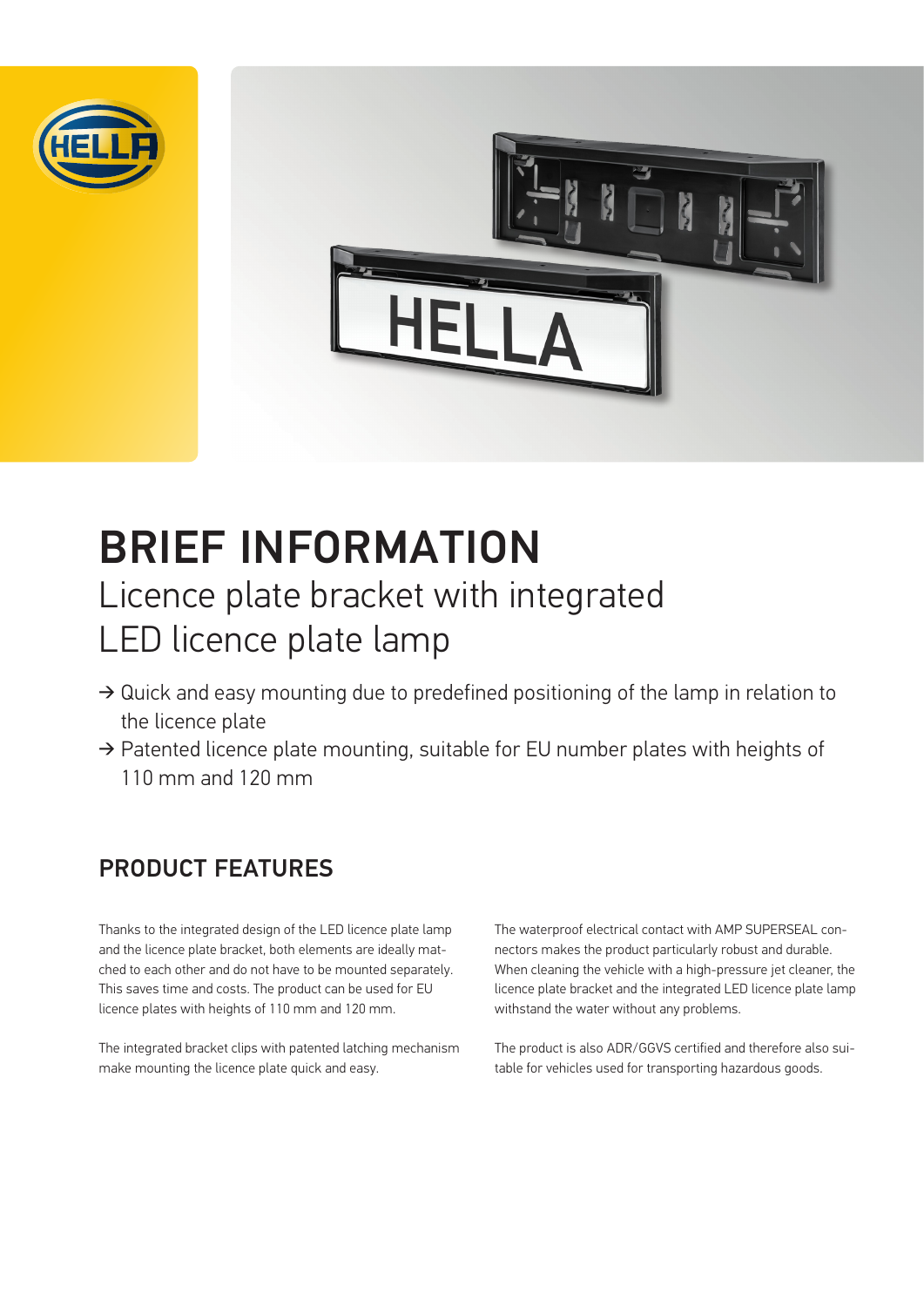# BRIEF INFORMATION

## Licence plate bracket with integrated LED licence plate lamp

→ Quick and easy mounting due to predefined positioning of the lamp in relation to the licence plate

→ Patented licence plate mounting, suitable for EU number plates with heights of 110 mm and 120 mm

## PRODUCT FEATURES

Thanks to the integrated design of the LED licence plate lamp and the licence plate bracket, both elements are ideally matched to each other and do not have to be mounted separately. This saves time and costs. The product can be used for EU licence plates with heights of 110 mm and 120 mm.

The integrated bracket clips with patented latching mechanism make mounting the licence plate quick and easy.

The waterproof electrical contact with AMP SUPERSEAL connectors makes the product particularly robust and durable. When cleaning the vehicle with a high-pressure jet cleaner, the licence plate bracket and the integrated LED licence plate lamp withstand the water without any problems.

The product is also ADR/GGVS certified and therefore also suitable for vehicles used for transporting hazardous goods.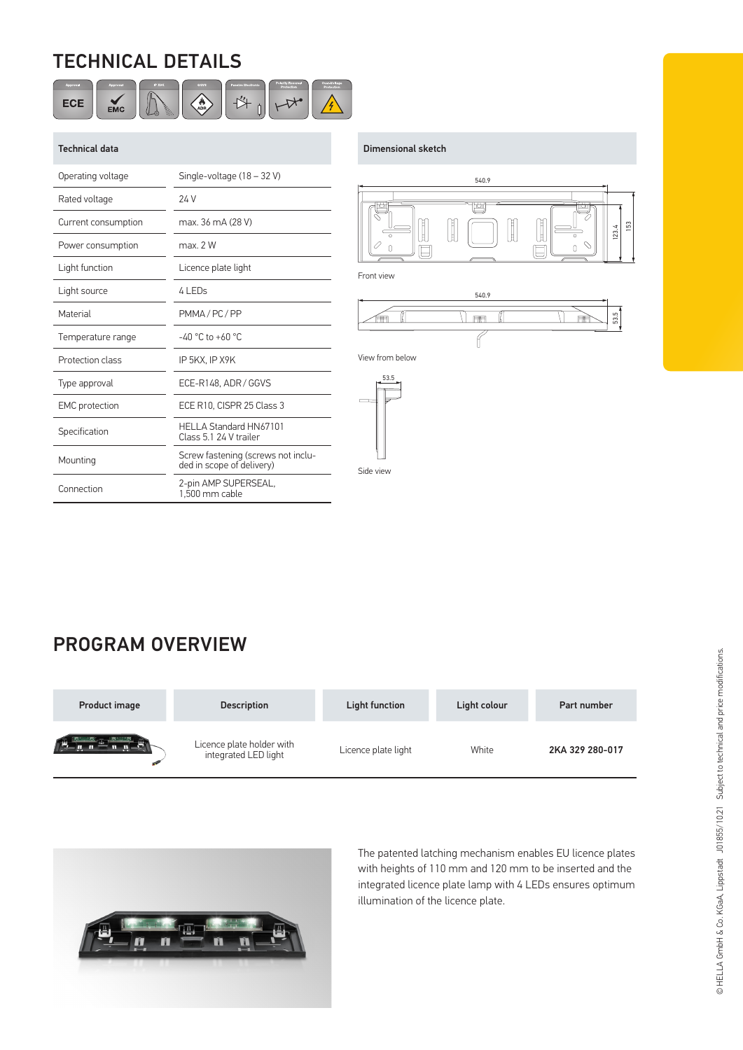# TECHNICAL DETAILS

| Technical data | |
|---|---|
| Operating voltage | Single-voltage (18 – 32 V) |
| Rated voltage | 24 V |
| Current consumption | max. 36 mA (28 V) |
| Power consumption | max. 2 W |
| Light function | Licence plate light |
| Light source | 4 LEDs |
| Material | PMMA / PC / PP |
| Temperature range | -40 °C to +60 °C |
| Protection class | IP 5KX, IP X9K |
| Type approval | ECE-R148, ADR / GGVS |
| EMC protection | ECE R10, CISPR 25 Class 3 |
| Specification | HELLA Standard HN67101 Class 5.1 24 V trailer |
| Mounting | Screw fastening (screws not included in scope of delivery) |
| Connection | 2-pin AMP SUPERSEAL, 1,500 mm cable |

## Dimensional sketch

540.9

123.4

153

Front view

540.9

53.5

View from below

53.5

Side view

# PROGRAM OVERVIEW

| Product image | Description | Light function | Light colour | Part number |
|---|---|---|---|---|
| | Licence plate holder with integrated LED light | Licence plate light | White | **2KA 329 280-017** |

The patented latching mechanism enables EU licence plates with heights of 110 mm and 120 mm to be inserted and the integrated licence plate lamp with 4 LEDs ensures optimum illumination of the licence plate.

© HELLA GmbH & Co. KGaA, Lippstadt J01855/10.21 Subject to technical and price modifications.